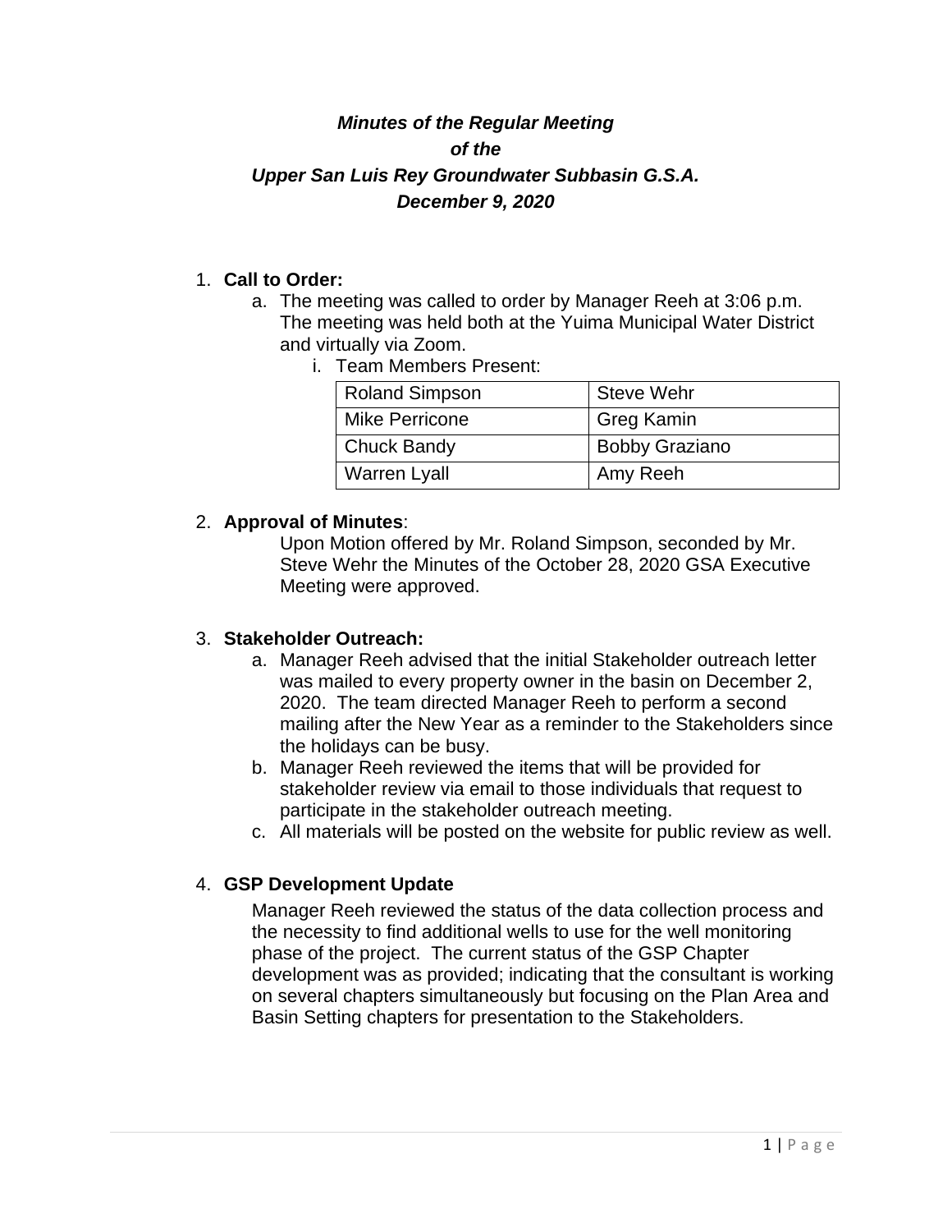***Minutes of the Regular Meeting***
***of the***
***Upper San Luis Rey Groundwater Subbasin G.S.A.***
***December 9, 2020***

1. **Call to Order:**
   a. The meeting was called to order by Manager Reeh at 3:06 p.m. The meeting was held both at the Yuima Municipal Water District and virtually via Zoom.
      i. Team Members Present:

| Roland Simpson | Steve Wehr |
|---|---|
| Mike Perricone | Greg Kamin |
| Chuck Bandy | Bobby Graziano |
| Warren Lyall | Amy Reeh |

2. **Approval of Minutes**:
   Upon Motion offered by Mr. Roland Simpson, seconded by Mr. Steve Wehr the Minutes of the October 28, 2020 GSA Executive Meeting were approved.

3. **Stakeholder Outreach:**
   a. Manager Reeh advised that the initial Stakeholder outreach letter was mailed to every property owner in the basin on December 2, 2020. The team directed Manager Reeh to perform a second mailing after the New Year as a reminder to the Stakeholders since the holidays can be busy.
   b. Manager Reeh reviewed the items that will be provided for stakeholder review via email to those individuals that request to participate in the stakeholder outreach meeting.
   c. All materials will be posted on the website for public review as well.

4. **GSP Development Update**

   Manager Reeh reviewed the status of the data collection process and the necessity to find additional wells to use for the well monitoring phase of the project. The current status of the GSP Chapter development was as provided; indicating that the consultant is working on several chapters simultaneously but focusing on the Plan Area and Basin Setting chapters for presentation to the Stakeholders.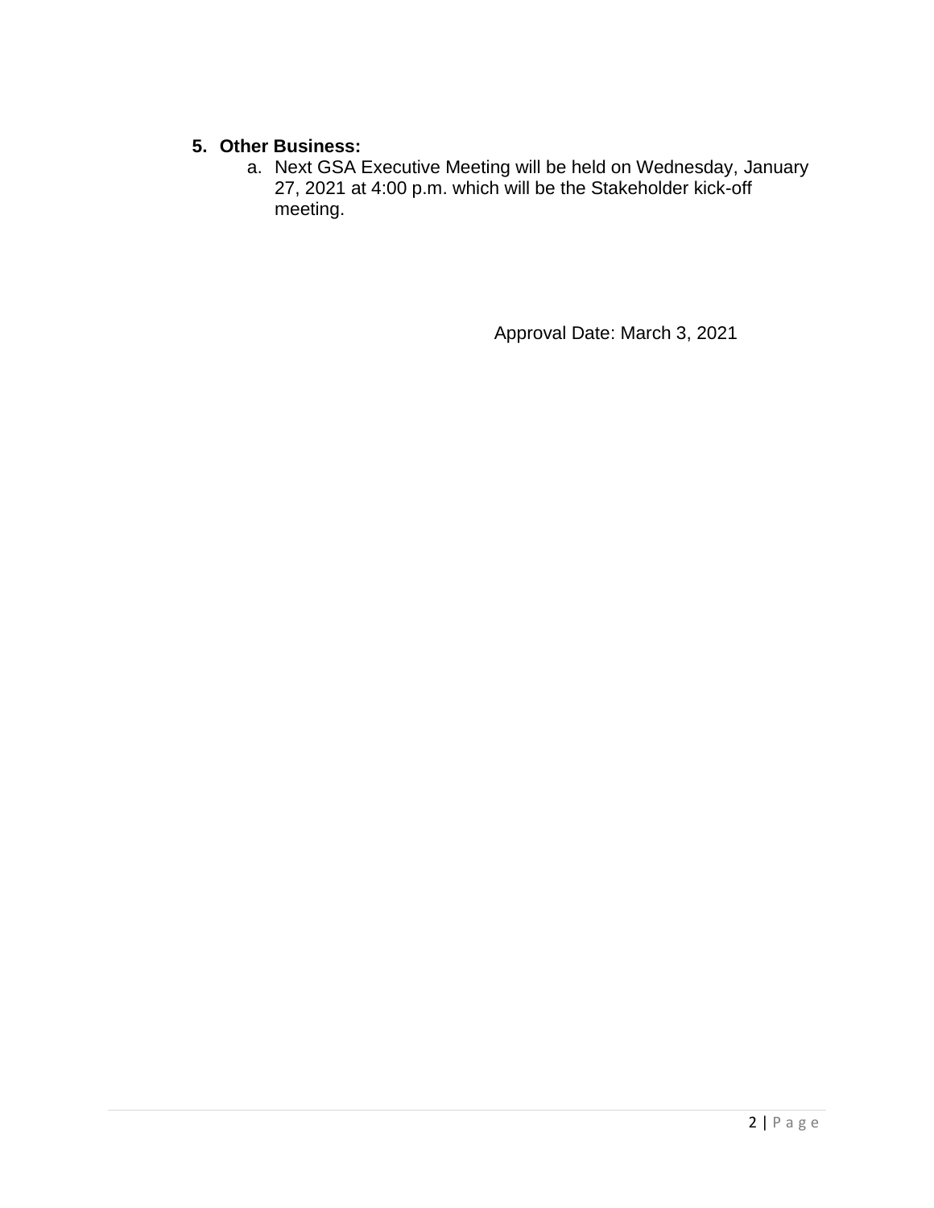5. **Other Business:**
    a. Next GSA Executive Meeting will be held on Wednesday, January 27, 2021 at 4:00 p.m. which will be the Stakeholder kick-off meeting.

Approval Date: March 3, 2021